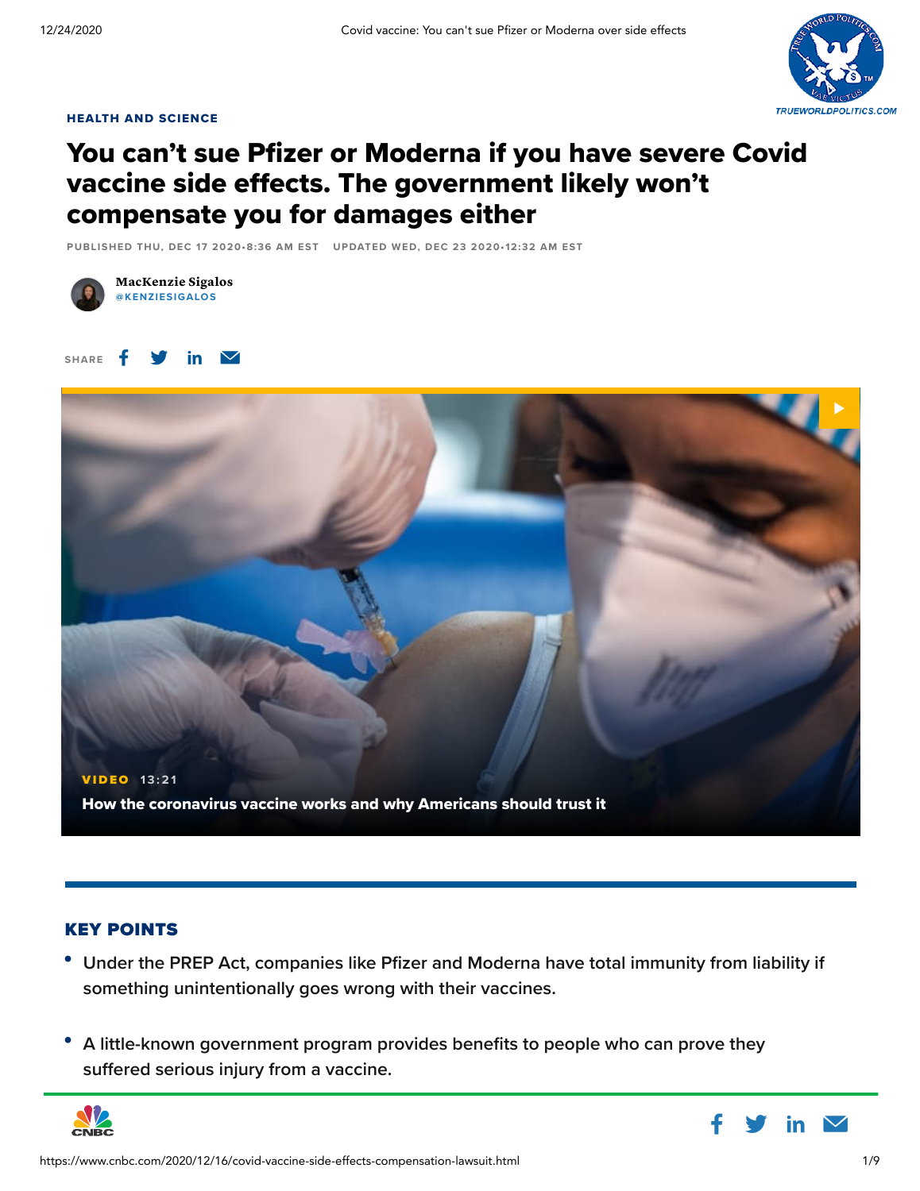HEALTH AND SCIENCE

# You can't sue Pfizer or Moderna if you have severe Covid vaccine side effects. The government likely won't compensate you for damages either

PUBLISHED THU, DEC 17 2020•8:36 AM EST UPDATED WED, DEC 23 2020•12:32 AM EST

MacKenzie Sigalos
@KENZIESIGALOS

SHARE

VIDEO 13:21
How the coronavirus vaccine works and why Americans should trust it

## KEY POINTS

- Under the PREP Act, companies like Pfizer and Moderna have total immunity from liability if something unintentionally goes wrong with their vaccines.
- A little-known government program provides benefits to people who can prove they suffered serious injury from a vaccine.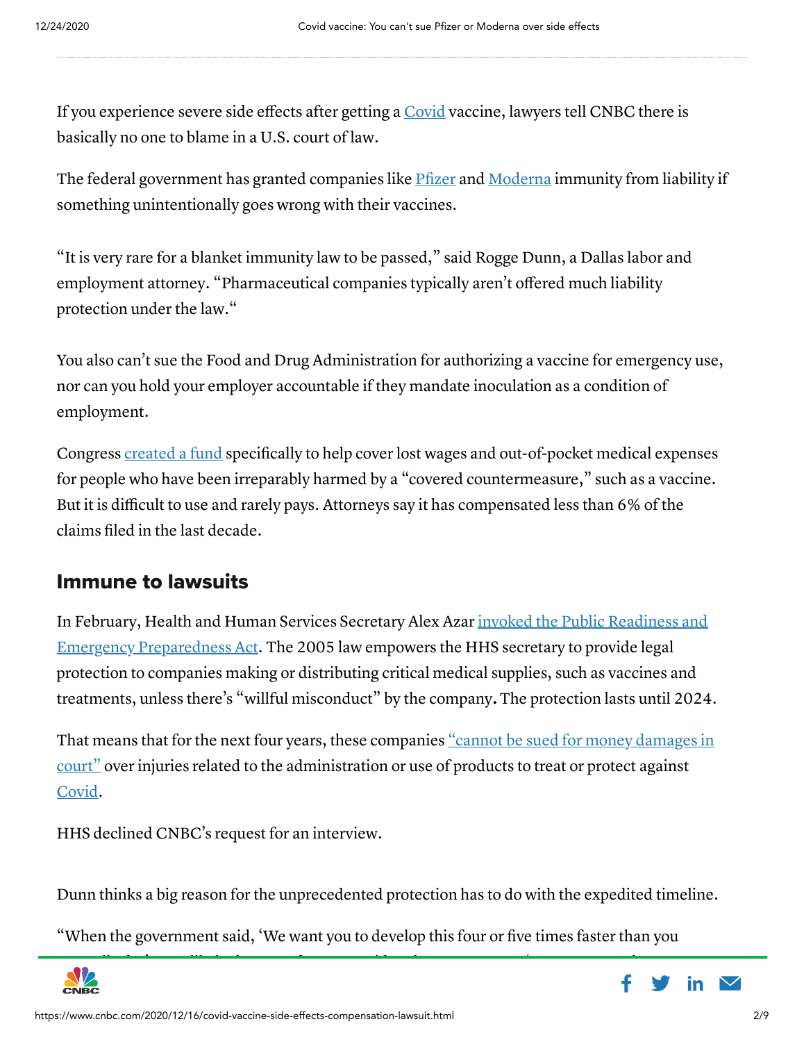If you experience severe side effects after getting a Covid vaccine, lawyers tell CNBC there is basically no one to blame in a U.S. court of law.

The federal government has granted companies like Pfizer and Moderna immunity from liability if something unintentionally goes wrong with their vaccines.

"It is very rare for a blanket immunity law to be passed," said Rogge Dunn, a Dallas labor and employment attorney. "Pharmaceutical companies typically aren't offered much liability protection under the law."

You also can't sue the Food and Drug Administration for authorizing a vaccine for emergency use, nor can you hold your employer accountable if they mandate inoculation as a condition of employment.

Congress created a fund specifically to help cover lost wages and out-of-pocket medical expenses for people who have been irreparably harmed by a "covered countermeasure," such as a vaccine. But it is difficult to use and rarely pays. Attorneys say it has compensated less than 6% of the claims filed in the last decade.

## Immune to lawsuits

In February, Health and Human Services Secretary Alex Azar invoked the Public Readiness and Emergency Preparedness Act. The 2005 law empowers the HHS secretary to provide legal protection to companies making or distributing critical medical supplies, such as vaccines and treatments, unless there's "willful misconduct" by the company. The protection lasts until 2024.

That means that for the next four years, these companies "cannot be sued for money damages in court" over injuries related to the administration or use of products to treat or protect against Covid.

HHS declined CNBC's request for an interview.

Dunn thinks a big reason for the unprecedented protection has to do with the expedited timeline.

"When the government said, 'We want you to develop this four or five times faster than you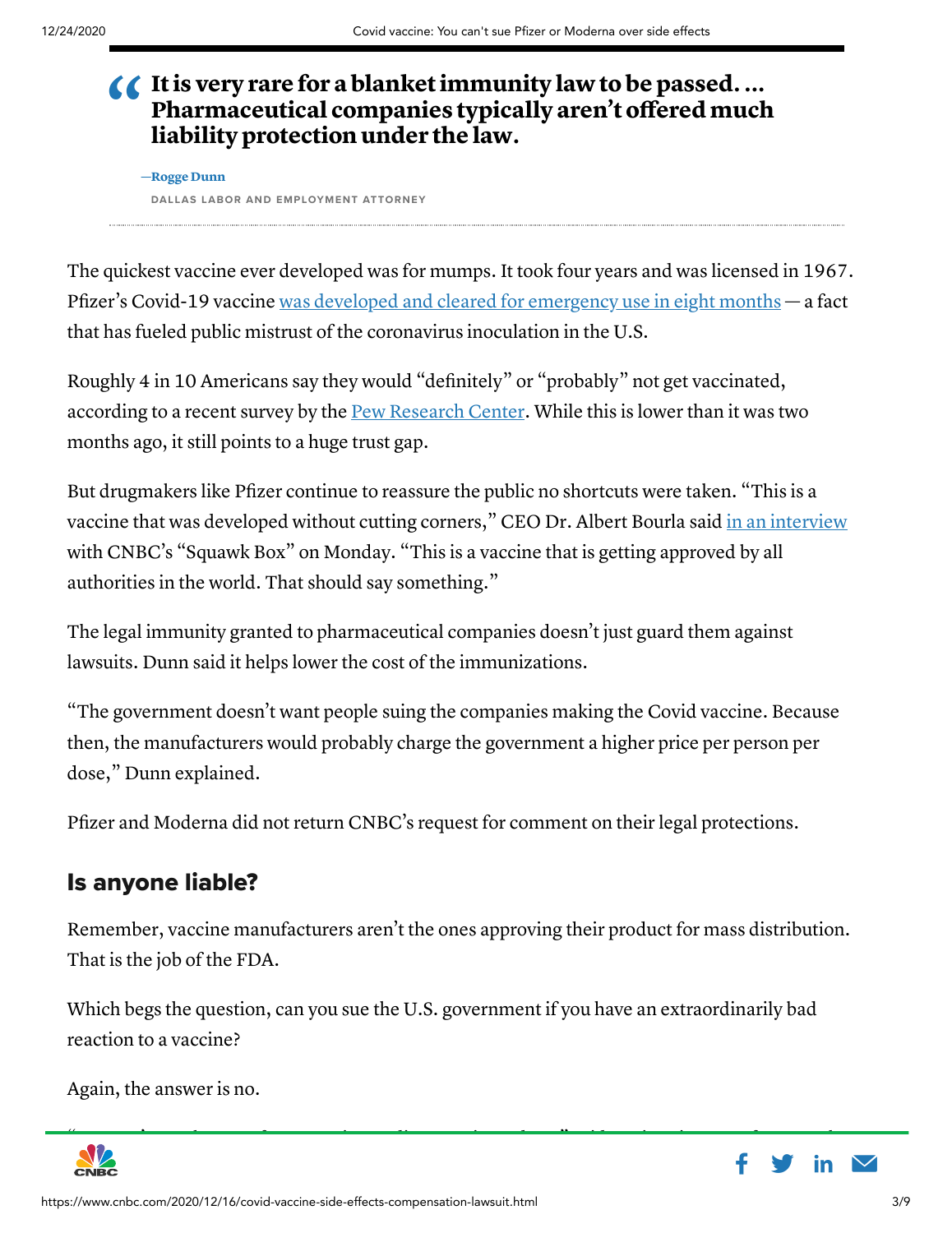> **It is very rare for a blanket immunity law to be passed. ... Pharmaceutical companies typically aren't offered much liability protection under the law.**
>
> —Rogge Dunn
>
> DALLAS LABOR AND EMPLOYMENT ATTORNEY

The quickest vaccine ever developed was for mumps. It took four years and was licensed in 1967. Pfizer's Covid-19 vaccine was developed and cleared for emergency use in eight months — a fact that has fueled public mistrust of the coronavirus inoculation in the U.S.

Roughly 4 in 10 Americans say they would "definitely" or "probably" not get vaccinated, according to a recent survey by the Pew Research Center. While this is lower than it was two months ago, it still points to a huge trust gap.

But drugmakers like Pfizer continue to reassure the public no shortcuts were taken. "This is a vaccine that was developed without cutting corners," CEO Dr. Albert Bourla said in an interview with CNBC's "Squawk Box" on Monday. "This is a vaccine that is getting approved by all authorities in the world. That should say something."

The legal immunity granted to pharmaceutical companies doesn't just guard them against lawsuits. Dunn said it helps lower the cost of the immunizations.

"The government doesn't want people suing the companies making the Covid vaccine. Because then, the manufacturers would probably charge the government a higher price per person per dose," Dunn explained.

Pfizer and Moderna did not return CNBC's request for comment on their legal protections.

## Is anyone liable?

Remember, vaccine manufacturers aren't the ones approving their product for mass distribution. That is the job of the FDA.

Which begs the question, can you sue the U.S. government if you have an extraordinarily bad reaction to a vaccine?

Again, the answer is no.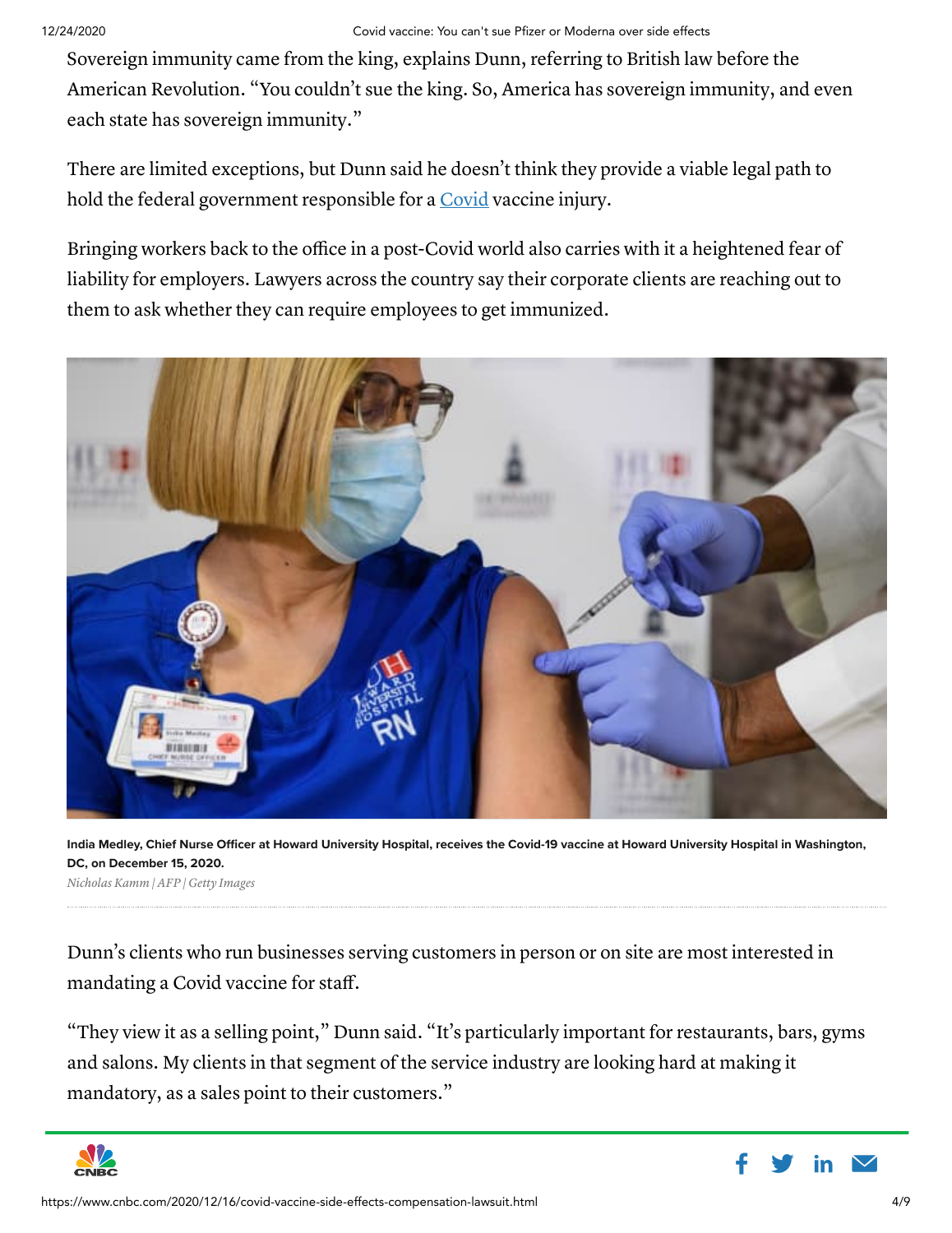Sovereign immunity came from the king, explains Dunn, referring to British law before the American Revolution. "You couldn't sue the king. So, America has sovereign immunity, and even each state has sovereign immunity."

There are limited exceptions, but Dunn said he doesn't think they provide a viable legal path to hold the federal government responsible for a Covid vaccine injury.

Bringing workers back to the office in a post-Covid world also carries with it a heightened fear of liability for employers. Lawyers across the country say their corporate clients are reaching out to them to ask whether they can require employees to get immunized.

**India Medley, Chief Nurse Officer at Howard University Hospital, receives the Covid-19 vaccine at Howard University Hospital in Washington, DC, on December 15, 2020.**

*Nicholas Kamm | AFP | Getty Images*

Dunn's clients who run businesses serving customers in person or on site are most interested in mandating a Covid vaccine for staff.

"They view it as a selling point," Dunn said. "It's particularly important for restaurants, bars, gyms and salons. My clients in that segment of the service industry are looking hard at making it mandatory, as a sales point to their customers."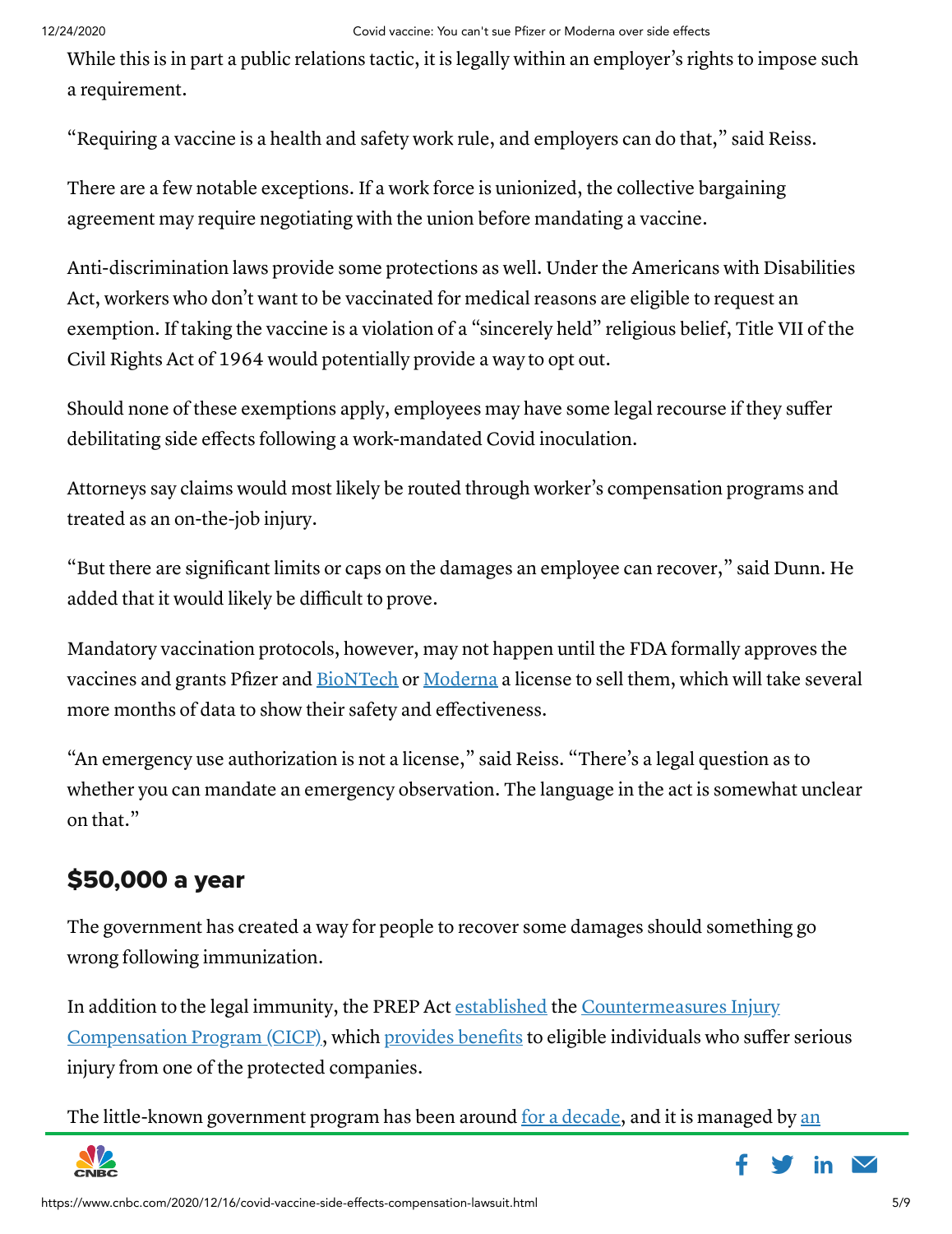While this is in part a public relations tactic, it is legally within an employer's rights to impose such a requirement.

"Requiring a vaccine is a health and safety work rule, and employers can do that," said Reiss.

There are a few notable exceptions. If a work force is unionized, the collective bargaining agreement may require negotiating with the union before mandating a vaccine.

Anti-discrimination laws provide some protections as well. Under the Americans with Disabilities Act, workers who don't want to be vaccinated for medical reasons are eligible to request an exemption. If taking the vaccine is a violation of a "sincerely held" religious belief, Title VII of the Civil Rights Act of 1964 would potentially provide a way to opt out.

Should none of these exemptions apply, employees may have some legal recourse if they suffer debilitating side effects following a work-mandated Covid inoculation.

Attorneys say claims would most likely be routed through worker's compensation programs and treated as an on-the-job injury.

"But there are significant limits or caps on the damages an employee can recover," said Dunn. He added that it would likely be difficult to prove.

Mandatory vaccination protocols, however, may not happen until the FDA formally approves the vaccines and grants Pfizer and BioNTech or Moderna a license to sell them, which will take several more months of data to show their safety and effectiveness.

"An emergency use authorization is not a license," said Reiss. "There's a legal question as to whether you can mandate an emergency observation. The language in the act is somewhat unclear on that."

## $50,000 a year

The government has created a way for people to recover some damages should something go wrong following immunization.

In addition to the legal immunity, the PREP Act established the Countermeasures Injury Compensation Program (CICP), which provides benefits to eligible individuals who suffer serious injury from one of the protected companies.

The little-known government program has been around for a decade, and it is managed by an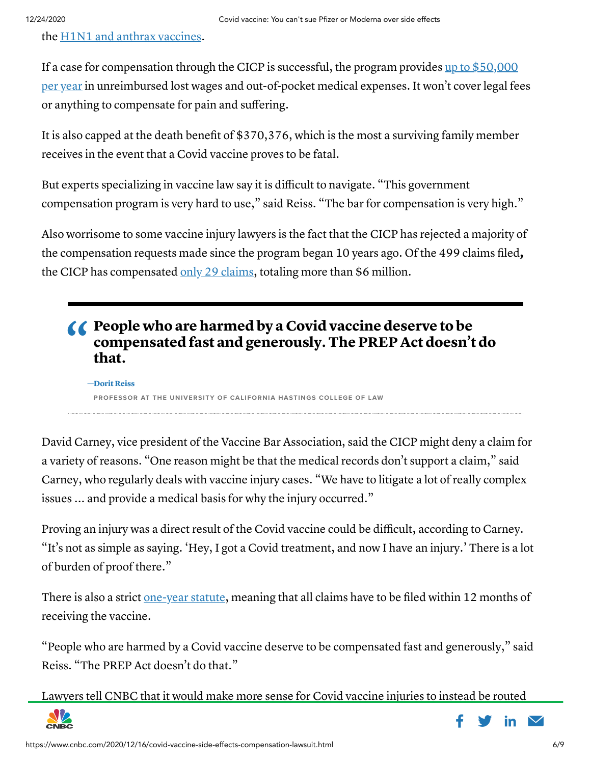the H1N1 and anthrax vaccines.

If a case for compensation through the CICP is successful, the program provides up to $50,000 per year in unreimbursed lost wages and out-of-pocket medical expenses. It won't cover legal fees or anything to compensate for pain and suffering.

It is also capped at the death benefit of $370,376, which is the most a surviving family member receives in the event that a Covid vaccine proves to be fatal.

But experts specializing in vaccine law say it is difficult to navigate. "This government compensation program is very hard to use," said Reiss. "The bar for compensation is very high."

Also worrisome to some vaccine injury lawyers is the fact that the CICP has rejected a majority of the compensation requests made since the program began 10 years ago. Of the 499 claims filed**,** the CICP has compensated only 29 claims, totaling more than $6 million.

> **People who are harmed by a Covid vaccine deserve to be compensated fast and generously. The PREP Act doesn't do that.**
>
> —**Dorit Reiss**
>
> PROFESSOR AT THE UNIVERSITY OF CALIFORNIA HASTINGS COLLEGE OF LAW

David Carney, vice president of the Vaccine Bar Association, said the CICP might deny a claim for a variety of reasons. "One reason might be that the medical records don't support a claim," said Carney, who regularly deals with vaccine injury cases. "We have to litigate a lot of really complex issues ... and provide a medical basis for why the injury occurred."

Proving an injury was a direct result of the Covid vaccine could be difficult, according to Carney. "It's not as simple as saying. 'Hey, I got a Covid treatment, and now I have an injury.' There is a lot of burden of proof there."

There is also a strict one-year statute, meaning that all claims have to be filed within 12 months of receiving the vaccine.

"People who are harmed by a Covid vaccine deserve to be compensated fast and generously," said Reiss. "The PREP Act doesn't do that."

Lawyers tell CNBC that it would make more sense for Covid vaccine injuries to instead be routed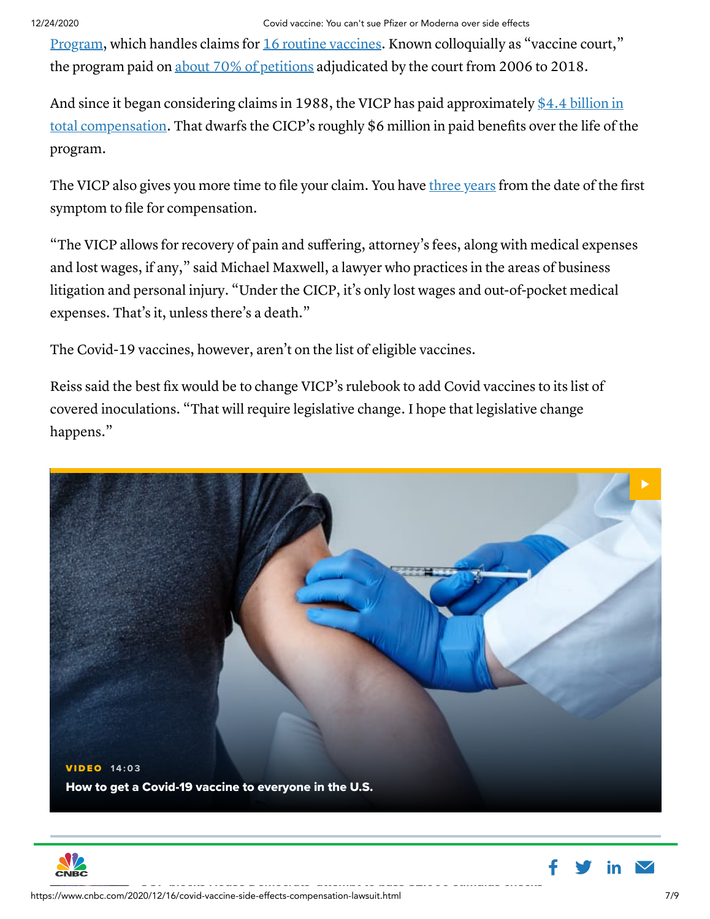Program, which handles claims for 16 routine vaccines. Known colloquially as "vaccine court," the program paid on about 70% of petitions adjudicated by the court from 2006 to 2018.

And since it began considering claims in 1988, the VICP has paid approximately $4.4 billion in total compensation. That dwarfs the CICP's roughly $6 million in paid benefits over the life of the program.

The VICP also gives you more time to file your claim. You have three years from the date of the first symptom to file for compensation.

"The VICP allows for recovery of pain and suffering, attorney's fees, along with medical expenses and lost wages, if any," said Michael Maxwell, a lawyer who practices in the areas of business litigation and personal injury. "Under the CICP, it's only lost wages and out-of-pocket medical expenses. That's it, unless there's a death."

The Covid-19 vaccines, however, aren't on the list of eligible vaccines.

Reiss said the best fix would be to change VICP's rulebook to add Covid vaccines to its list of covered inoculations. "That will require legislative change. I hope that legislative change happens."

VIDEO 14:03

How to get a Covid-19 vaccine to everyone in the U.S.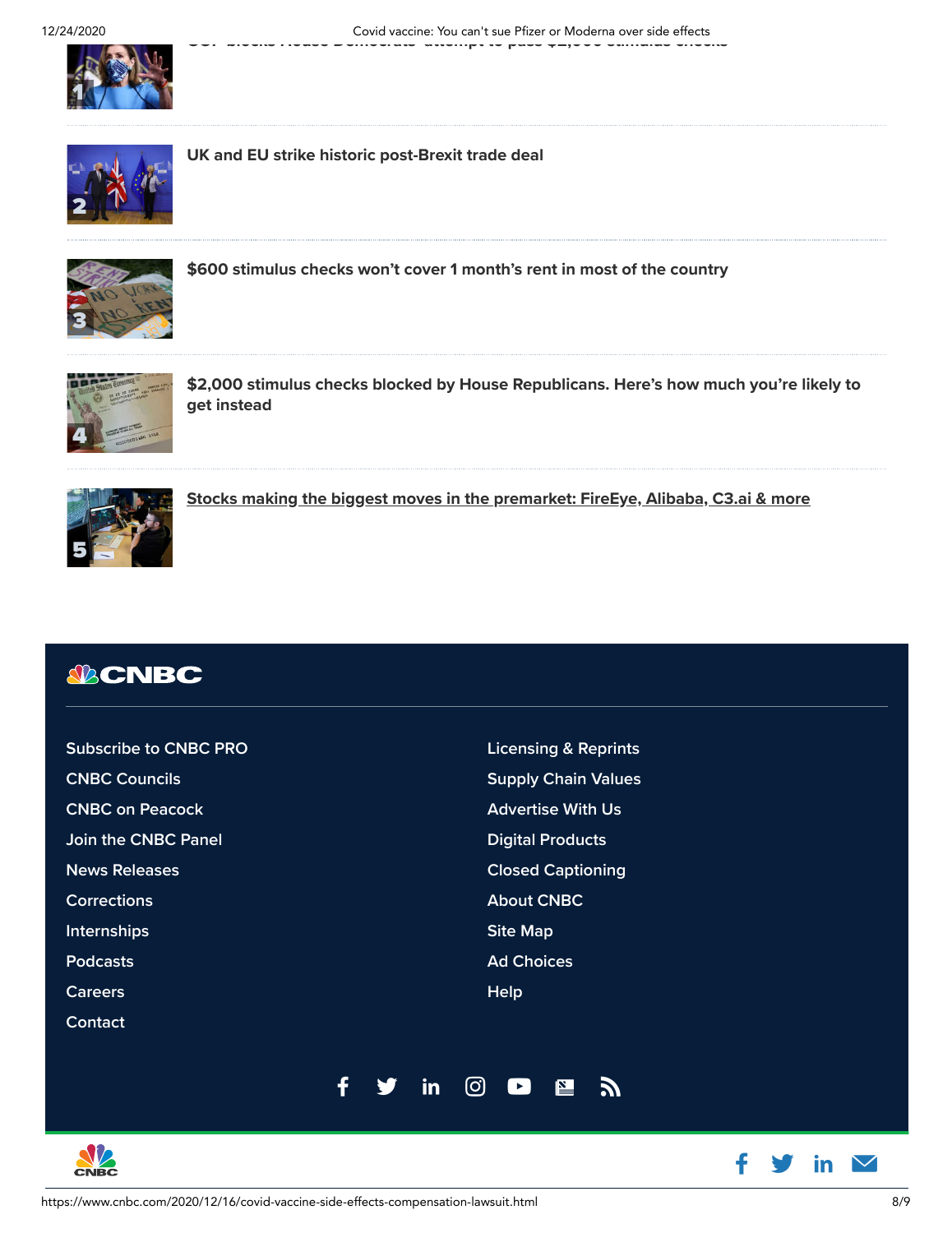1. GOP blocks House Democrats' attempt to pass $2,000 stimulus checks

2. UK and EU strike historic post-Brexit trade deal

3. $600 stimulus checks won't cover 1 month's rent in most of the country

4. $2,000 stimulus checks blocked by House Republicans. Here's how much you're likely to get instead

5. Stocks making the biggest moves in the premarket: FireEye, Alibaba, C3.ai & more

CNBC

- Subscribe to CNBC PRO
- CNBC Councils
- CNBC on Peacock
- Join the CNBC Panel
- News Releases
- Corrections
- Internships
- Podcasts
- Careers
- Contact
- Licensing & Reprints
- Supply Chain Values
- Advertise With Us
- Digital Products
- Closed Captioning
- About CNBC
- Site Map
- Ad Choices
- Help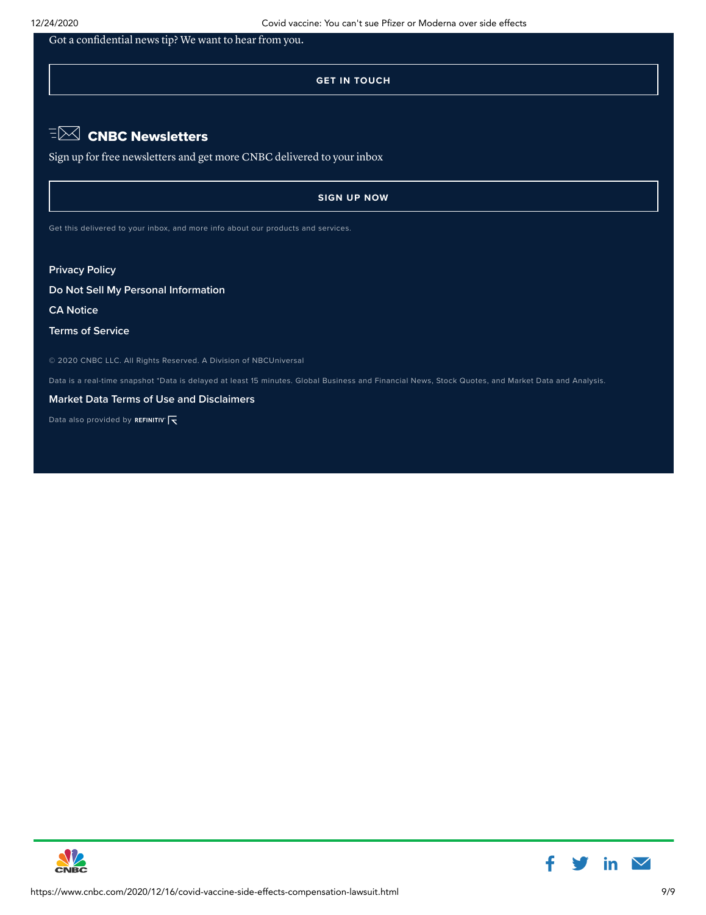Got a confidential news tip? We want to hear from you.

GET IN TOUCH

## CNBC Newsletters

Sign up for free newsletters and get more CNBC delivered to your inbox

SIGN UP NOW

Get this delivered to your inbox, and more info about our products and services.

Privacy Policy

Do Not Sell My Personal Information

CA Notice

Terms of Service

© 2020 CNBC LLC. All Rights Reserved. A Division of NBCUniversal

Data is a real-time snapshot *Data is delayed at least 15 minutes. Global Business and Financial News, Stock Quotes, and Market Data and Analysis.

Market Data Terms of Use and Disclaimers

Data also provided by REFINITIV